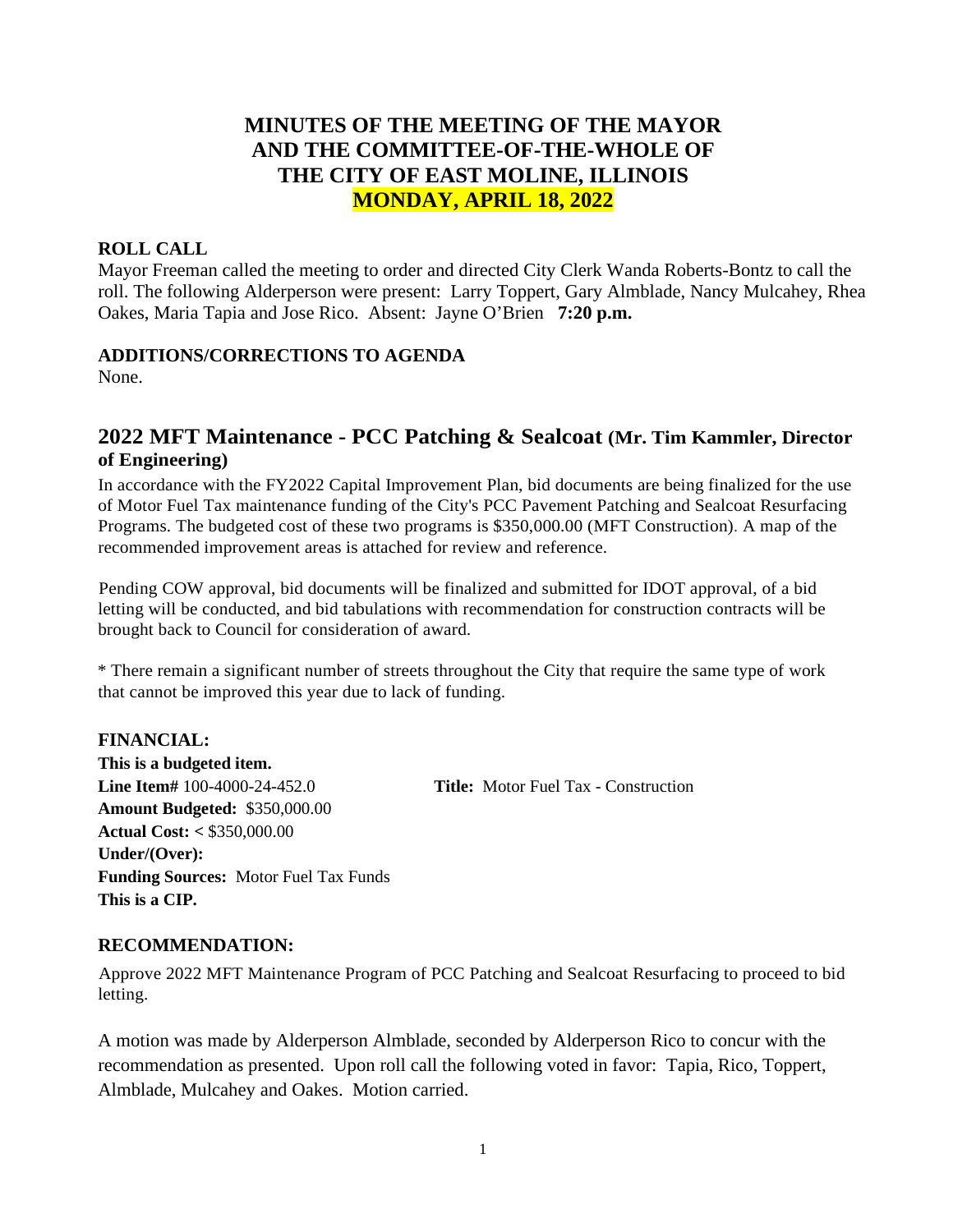# MINUTES OF THE MEETING OF THE MAYOR AND THE COMMITTEE-OF-THE-WHOLE OF THE CITY OF EAST MOLINE, ILLINOIS

## MONDAY, APRIL 18, 2022

### ROLL CALL

Mayor Freeman called the meeting to order and directed City Clerk Wanda Roberts-Bontz to call the roll. The following Alderperson were present: Larry Toppert, Gary Almblade, Nancy Mulcahey, Rhea Oakes, Maria Tapia and Jose Rico. Absent: Jayne O'Brien **7:20 p.m.**

### ADDITIONS/CORRECTIONS TO AGENDA

None.

## 2022 MFT Maintenance - PCC Patching & Sealcoat (Mr. Tim Kammler, Director of Engineering)

In accordance with the FY2022 Capital Improvement Plan, bid documents are being finalized for the use of Motor Fuel Tax maintenance funding of the City's PCC Pavement Patching and Sealcoat Resurfacing Programs. The budgeted cost of these two programs is $350,000.00 (MFT Construction). A map of the recommended improvement areas is attached for review and reference.

Pending COW approval, bid documents will be finalized and submitted for IDOT approval, of a bid letting will be conducted, and bid tabulations with recommendation for construction contracts will be brought back to Council for consideration of award.

* There remain a significant number of streets throughout the City that require the same type of work that cannot be improved this year due to lack of funding.

### FINANCIAL:

**This is a budgeted item.**
**Line Item#** 100-4000-24-452.0 **Title:** Motor Fuel Tax - Construction
**Amount Budgeted:** $350,000.00
**Actual Cost: <** $350,000.00
**Under/(Over):**
**Funding Sources:** Motor Fuel Tax Funds
**This is a CIP.**

### RECOMMENDATION:

Approve 2022 MFT Maintenance Program of PCC Patching and Sealcoat Resurfacing to proceed to bid letting.

A motion was made by Alderperson Almblade, seconded by Alderperson Rico to concur with the recommendation as presented. Upon roll call the following voted in favor: Tapia, Rico, Toppert, Almblade, Mulcahey and Oakes. Motion carried.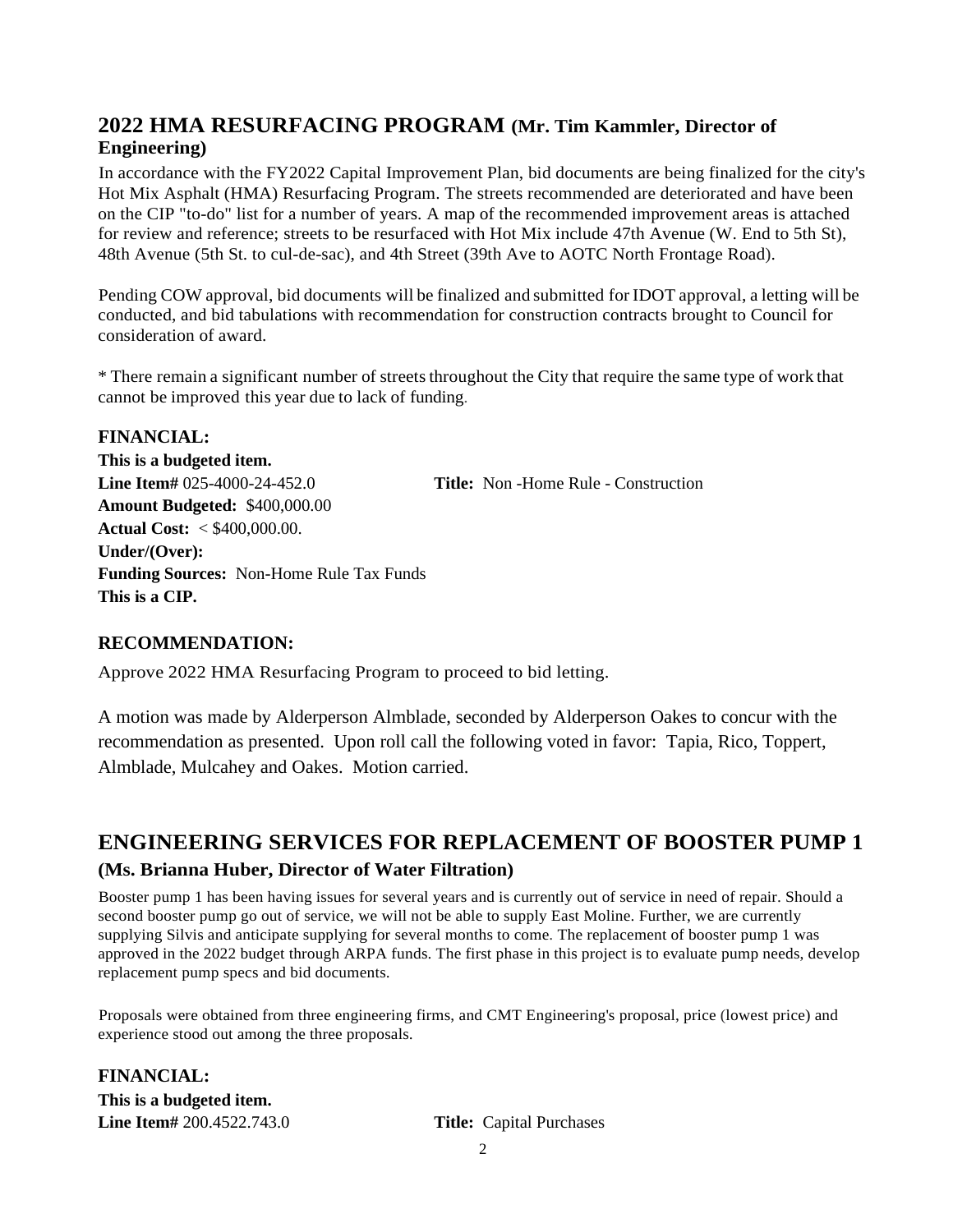## 2022 HMA RESURFACING PROGRAM (Mr. Tim Kammler, Director of Engineering)

In accordance with the FY2022 Capital Improvement Plan, bid documents are being finalized for the city's Hot Mix Asphalt (HMA) Resurfacing Program. The streets recommended are deteriorated and have been on the CIP "to-do" list for a number of years. A map of the recommended improvement areas is attached for review and reference; streets to be resurfaced with Hot Mix include 47th Avenue (W. End to 5th St), 48th Avenue (5th St. to cul-de-sac), and 4th Street (39th Ave to AOTC North Frontage Road).

Pending COW approval, bid documents will be finalized and submitted for IDOT approval, a letting will be conducted, and bid tabulations with recommendation for construction contracts brought to Council for consideration of award.

* There remain a significant number of streets throughout the City that require the same type of work that cannot be improved this year due to lack of funding.

### FINANCIAL:

**This is a budgeted item.**
**Line Item#** 025-4000-24-452.0 **Title:** Non -Home Rule - Construction
**Amount Budgeted:** $400,000.00
**Actual Cost:** < $400,000.00.
**Under/(Over):**
**Funding Sources:** Non-Home Rule Tax Funds
**This is a CIP.**

### RECOMMENDATION:

Approve 2022 HMA Resurfacing Program to proceed to bid letting.

A motion was made by Alderperson Almblade, seconded by Alderperson Oakes to concur with the recommendation as presented. Upon roll call the following voted in favor: Tapia, Rico, Toppert, Almblade, Mulcahey and Oakes. Motion carried.

## ENGINEERING SERVICES FOR REPLACEMENT OF BOOSTER PUMP 1 (Ms. Brianna Huber, Director of Water Filtration)

Booster pump 1 has been having issues for several years and is currently out of service in need of repair. Should a second booster pump go out of service, we will not be able to supply East Moline. Further, we are currently supplying Silvis and anticipate supplying for several months to come. The replacement of booster pump 1 was approved in the 2022 budget through ARPA funds. The first phase in this project is to evaluate pump needs, develop replacement pump specs and bid documents.

Proposals were obtained from three engineering firms, and CMT Engineering's proposal, price (lowest price) and experience stood out among the three proposals.

### FINANCIAL:

**This is a budgeted item.**
**Line Item#** 200.4522.743.0 **Title:** Capital Purchases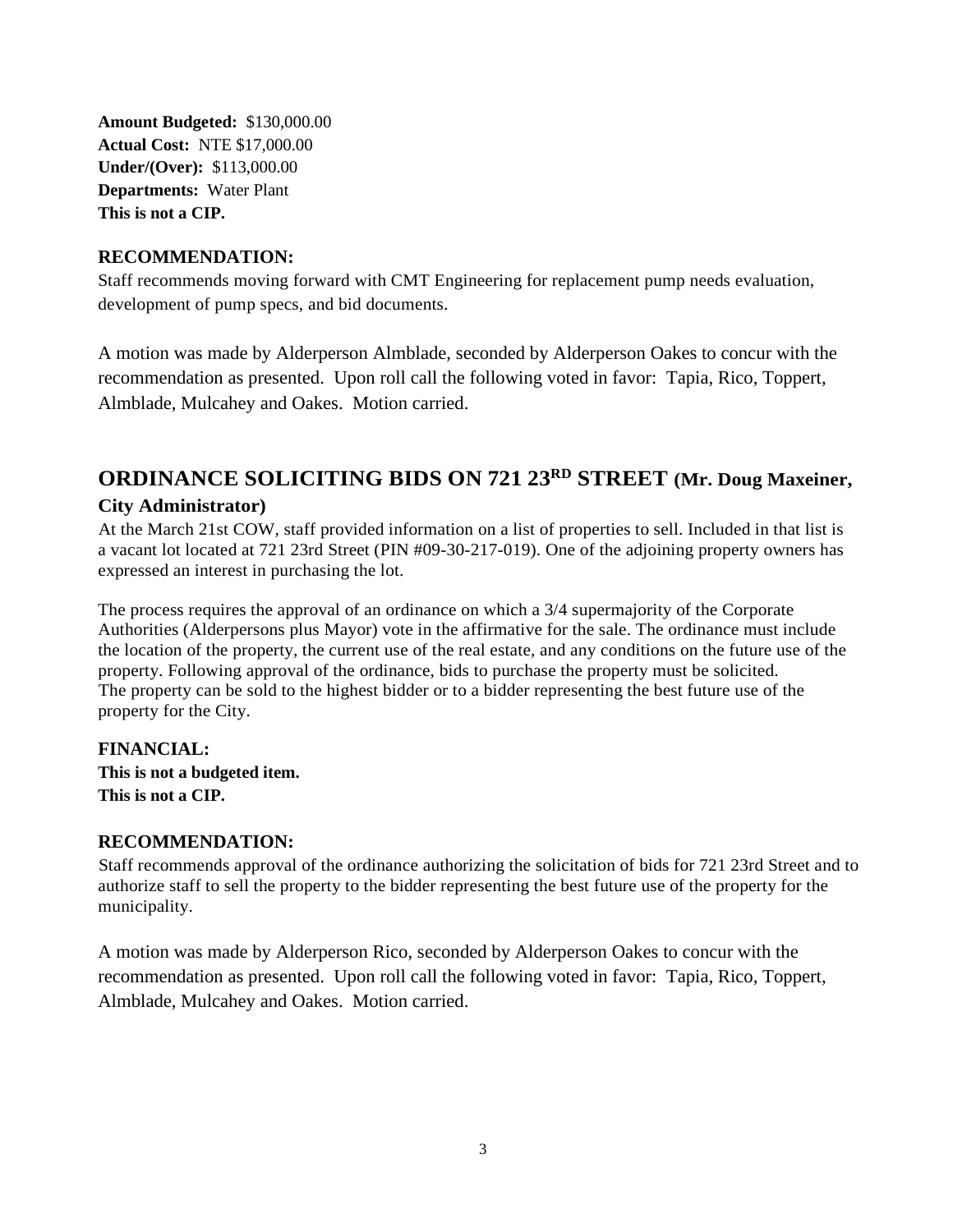**Amount Budgeted:** $130,000.00
**Actual Cost:** NTE $17,000.00
**Under/(Over):** $113,000.00
**Departments:** Water Plant
**This is not a CIP.**

### RECOMMENDATION:

Staff recommends moving forward with CMT Engineering for replacement pump needs evaluation, development of pump specs, and bid documents.

A motion was made by Alderperson Almblade, seconded by Alderperson Oakes to concur with the recommendation as presented. Upon roll call the following voted in favor: Tapia, Rico, Toppert, Almblade, Mulcahey and Oakes. Motion carried.

## ORDINANCE SOLICITING BIDS ON 721 23RD STREET (Mr. Doug Maxeiner, City Administrator)

At the March 21st COW, staff provided information on a list of properties to sell. Included in that list is a vacant lot located at 721 23rd Street (PIN #09-30-217-019). One of the adjoining property owners has expressed an interest in purchasing the lot.

The process requires the approval of an ordinance on which a 3/4 supermajority of the Corporate Authorities (Alderpersons plus Mayor) vote in the affirmative for the sale. The ordinance must include the location of the property, the current use of the real estate, and any conditions on the future use of the property. Following approval of the ordinance, bids to purchase the property must be solicited. The property can be sold to the highest bidder or to a bidder representing the best future use of the property for the City.

### FINANCIAL:

**This is not a budgeted item.**
**This is not a CIP.**

### RECOMMENDATION:

Staff recommends approval of the ordinance authorizing the solicitation of bids for 721 23rd Street and to authorize staff to sell the property to the bidder representing the best future use of the property for the municipality.

A motion was made by Alderperson Rico, seconded by Alderperson Oakes to concur with the recommendation as presented. Upon roll call the following voted in favor: Tapia, Rico, Toppert, Almblade, Mulcahey and Oakes. Motion carried.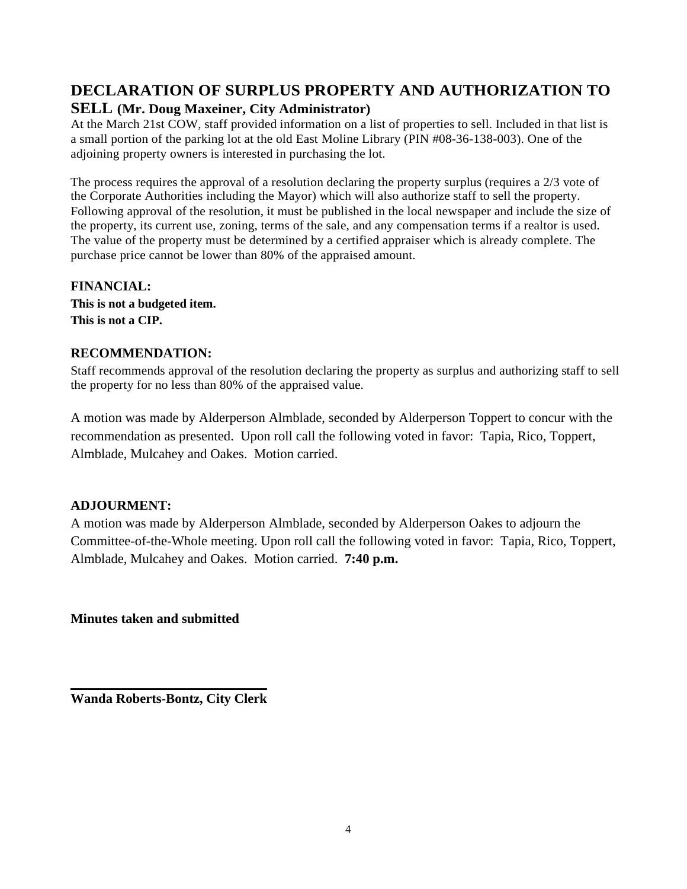## DECLARATION OF SURPLUS PROPERTY AND AUTHORIZATION TO SELL (Mr. Doug Maxeiner, City Administrator)

At the March 21st COW, staff provided information on a list of properties to sell. Included in that list is a small portion of the parking lot at the old East Moline Library (PIN #08-36-138-003). One of the adjoining property owners is interested in purchasing the lot.

The process requires the approval of a resolution declaring the property surplus (requires a 2/3 vote of the Corporate Authorities including the Mayor) which will also authorize staff to sell the property. Following approval of the resolution, it must be published in the local newspaper and include the size of the property, its current use, zoning, terms of the sale, and any compensation terms if a realtor is used. The value of the property must be determined by a certified appraiser which is already complete. The purchase price cannot be lower than 80% of the appraised amount.

### FINANCIAL:

**This is not a budgeted item.**
**This is not a CIP.**

### RECOMMENDATION:

Staff recommends approval of the resolution declaring the property as surplus and authorizing staff to sell the property for no less than 80% of the appraised value.

A motion was made by Alderperson Almblade, seconded by Alderperson Toppert to concur with the recommendation as presented. Upon roll call the following voted in favor: Tapia, Rico, Toppert, Almblade, Mulcahey and Oakes. Motion carried.

### ADJOURMENT:

A motion was made by Alderperson Almblade, seconded by Alderperson Oakes to adjourn the Committee-of-the-Whole meeting. Upon roll call the following voted in favor: Tapia, Rico, Toppert, Almblade, Mulcahey and Oakes. Motion carried. **7:40 p.m.**

**Minutes taken and submitted**

______________________________
**Wanda Roberts-Bontz, City Clerk**